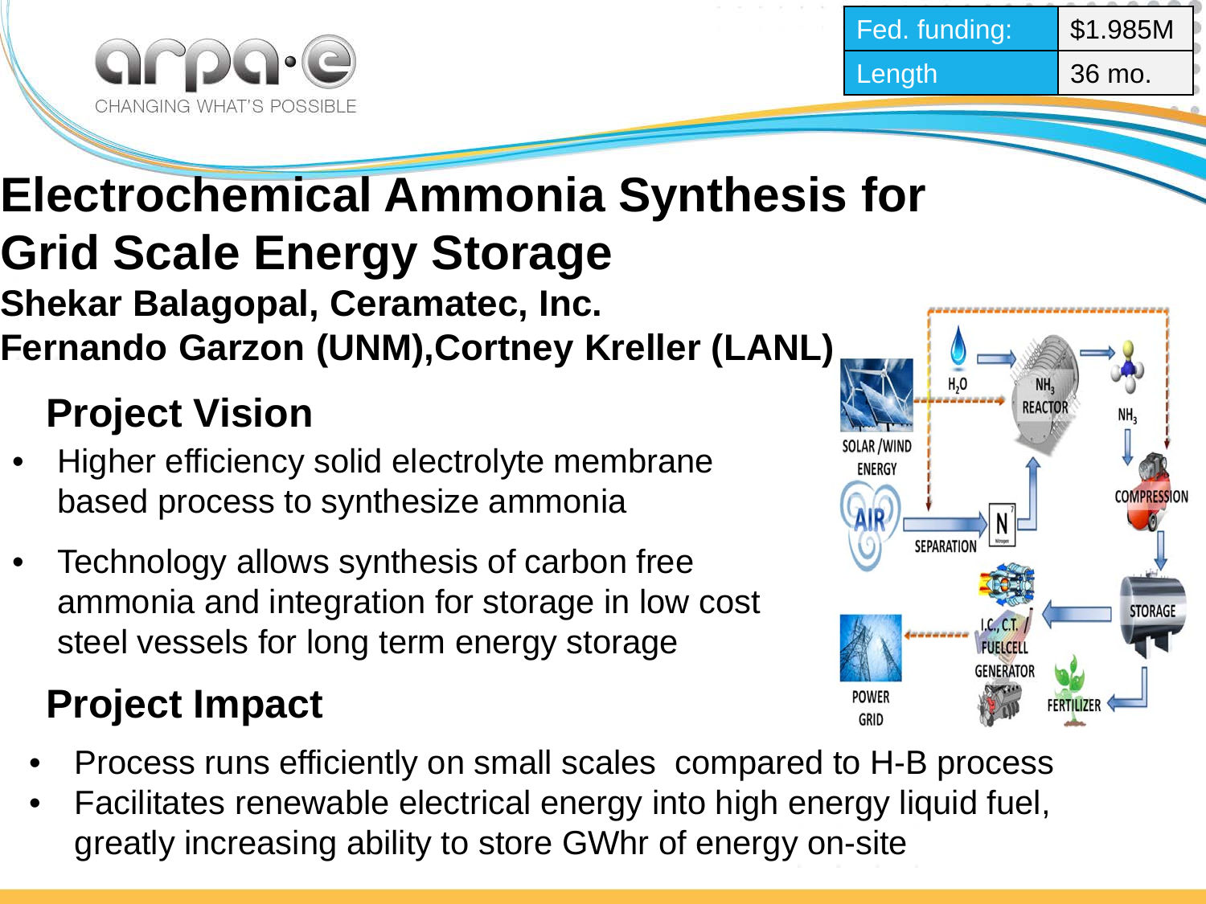| Fed. funding: | $1.985M |
| --- | --- |
| Length | 36 mo. |

# Electrochemical Ammonia Synthesis for Grid Scale Energy Storage

**Shekar Balagopal, Ceramatec, Inc.**

**Fernando Garzon (UNM),Cortney Kreller (LANL)**

## Project Vision

- Higher efficiency solid electrolyte membrane based process to synthesize ammonia
- Technology allows synthesis of carbon free ammonia and integration for storage in low cost steel vessels for long term energy storage

## Project Impact

- Process runs efficiently on small scales compared to H-B process
- Facilitates renewable electrical energy into high energy liquid fuel, greatly increasing ability to store GWhr of energy on-site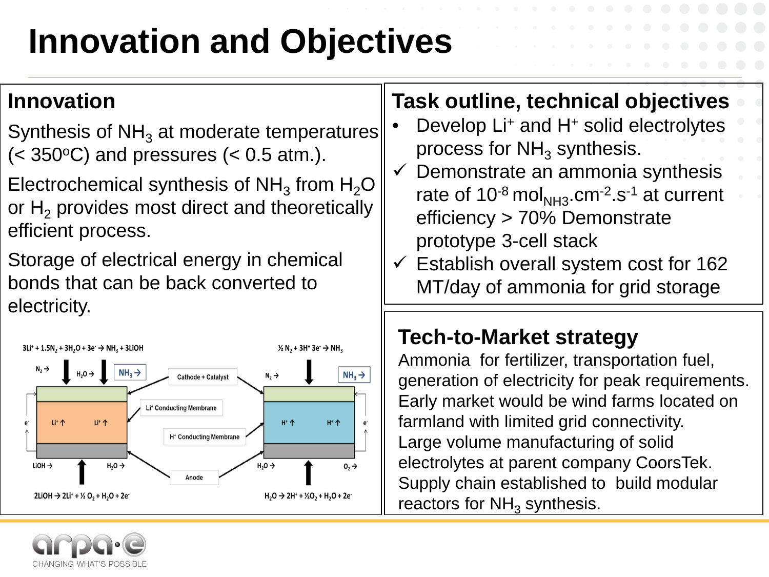# Innovation and Objectives

## Innovation

Synthesis of $NH_3$ at moderate temperatures (< 350°C) and pressures (< 0.5 atm.).

Electrochemical synthesis of $NH_3$ from $H_2O$ or $H_2$ provides most direct and theoretically efficient process.

Storage of electrical energy in chemical bonds that can be back converted to electricity.

$3Li^+ + 1.5N_2 + 3H_2O + 3e^- \rightarrow NH_3 + 3LiOH$

$\frac{1}{2} N_2 + 3H^+ 3e^- \rightarrow NH_3$

Cathode + Catalyst

$Li^+$ Conducting Membrane

$H^+$ Conducting Membrane

Anode

$2LiOH \rightarrow 2Li^+ + \frac{1}{2} O_2 + H_2O + 2e^-$

$H_2O \rightarrow 2H^+ + \frac{1}{2}O_2 + H_2O + 2e^-$

## Task outline, technical objectives

- Develop $Li^+$ and $H^+$ solid electrolytes process for $NH_3$ synthesis.
- ✓ Demonstrate an ammonia synthesis rate of $10^{-8}$ $mol_{NH3}.cm^{-2}.s^{-1}$ at current efficiency > 70% Demonstrate prototype 3-cell stack
- ✓ Establish overall system cost for 162 MT/day of ammonia for grid storage

## Tech-to-Market strategy

Ammonia for fertilizer, transportation fuel, generation of electricity for peak requirements.
Early market would be wind farms located on farmland with limited grid connectivity.
Large volume manufacturing of solid electrolytes at parent company CoorsTek.
Supply chain established to build modular reactors for $NH_3$ synthesis.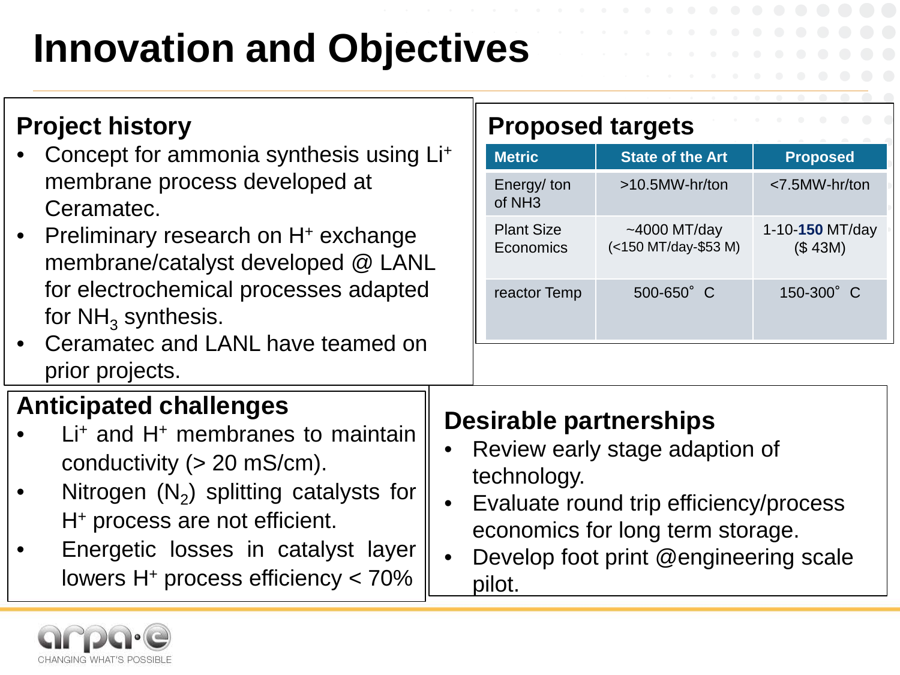# Innovation and Objectives

## Project history

- Concept for ammonia synthesis using $Li^+$ membrane process developed at Ceramatec.
- Preliminary research on $H^+$ exchange membrane/catalyst developed @ LANL for electrochemical processes adapted for $NH_3$ synthesis.
- Ceramatec and LANL have teamed on prior projects.

## Proposed targets

| Metric | State of the Art | Proposed |
|---|---|---|
| Energy/ ton of NH3 | >10.5MW-hr/ton | <7.5MW-hr/ton |
| Plant Size Economics | ~4000 MT/day (<150 MT/day-$53 M) | 1-10-**150** MT/day ($ 43M) |
| reactor Temp | 500-650˚ C | 150-300˚ C |

## Anticipated challenges

- $Li^+$ and $H^+$ membranes to maintain conductivity (> 20 mS/cm).
- Nitrogen ($N_2$) splitting catalysts for $H^+$ process are not efficient.
- Energetic losses in catalyst layer lowers $H^+$ process efficiency < 70%

## Desirable partnerships

- Review early stage adaption of technology.
- Evaluate round trip efficiency/process economics for long term storage.
- Develop foot print @engineering scale pilot.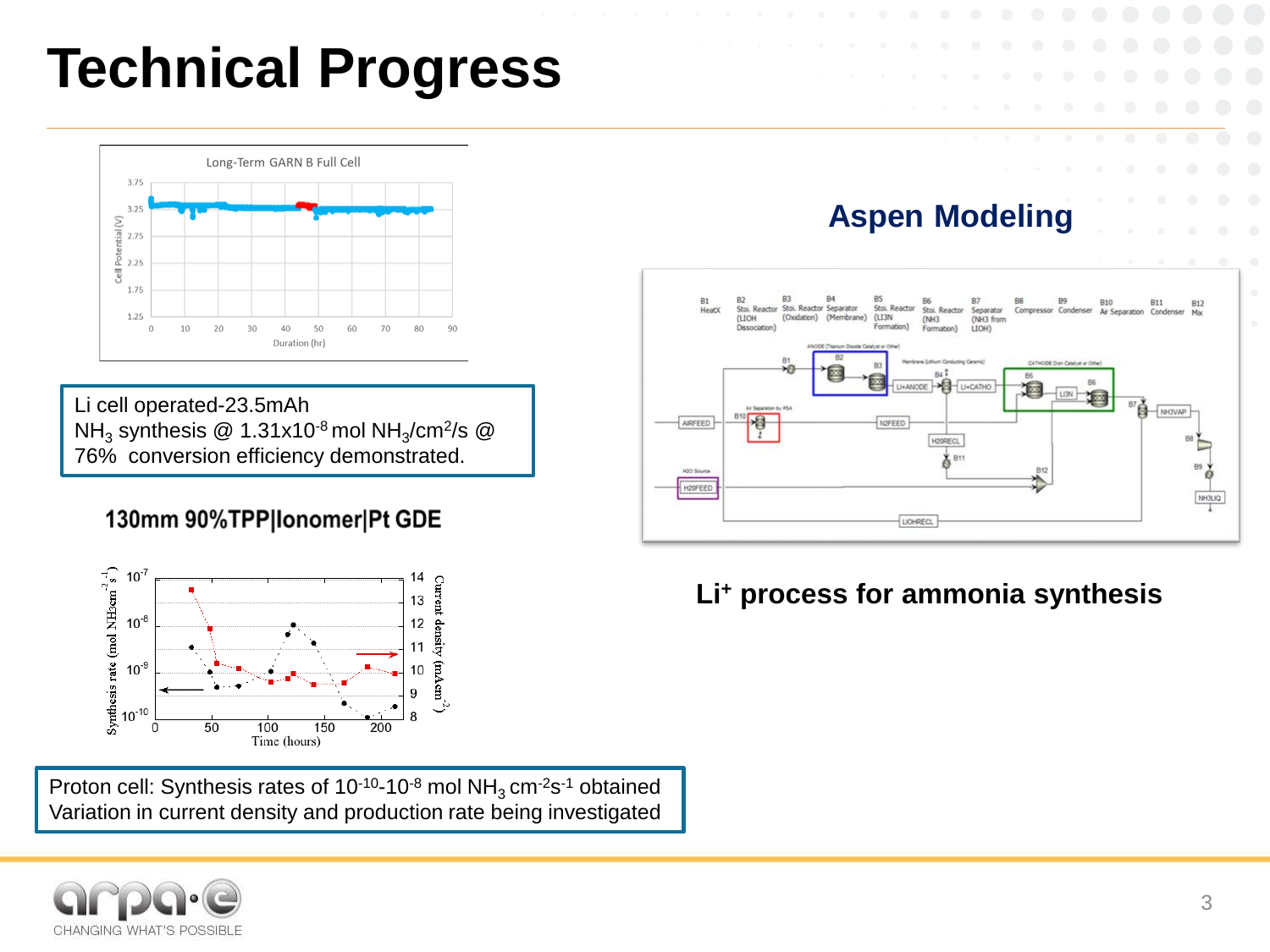# Technical Progress

Long-Term GARN B Full Cell

Cell Potential (V)

3.75
3.25
2.75
2.25
1.75
1.25

0 10 20 30 40 50 60 70 80 90

Duration (hr)

Li cell operated-23.5mAh
$NH_3$ synthesis @ $1.31 \times 10^{-8}$ mol $NH_3/cm^2/s$ @ 76% conversion efficiency demonstrated.

**130mm 90%TPP|Ionomer|Pt GDE**

Synthesis rate (mol $NH_3 cm^{-2} s^{-1}$)

$10^{-7}$
$10^{-8}$
$10^{-9}$
$10^{-10}$

Current density (mA $cm^{-2}$)

14 13 12 11 10 9 8

0 50 100 150 200

Time (hours)

Proton cell: Synthesis rates of $10^{-10}$-$10^{-8}$ mol $NH_3$ $cm^{-2}s^{-1}$ obtained
Variation in current density and production rate being investigated

## Aspen Modeling

B1 HeatX
B2 Stoi. Reactor (LIOH Dissociation)
B3 Stoi. Reactor (Oxidation)
B4 Separator (Membrane)
B5 Stoi. Reactor (LI3N Formation)
B6 Stoi. Reactor (NH3 Formation)
B7 Separator (NH3 from LIOH)
B8 Compressor
B9 Condenser
B10 Air Separation
B11 Condenser
B12 Mix

ANODE (Titanium Dioxide Catalyst or Other)
Membrane (Lithium Conducting Ceramic)
CATHODE (Iron Catalyst or Other)
Air Separation by PSA
H2O Source

AIRFEED
N2FEED
H2OFEED
H2ORECL
LI+ANODE
LI+CATHO
LI3N
NH3VAP
NH3LIQ
LIOHRECL

**$Li^+$ process for ammonia synthesis**